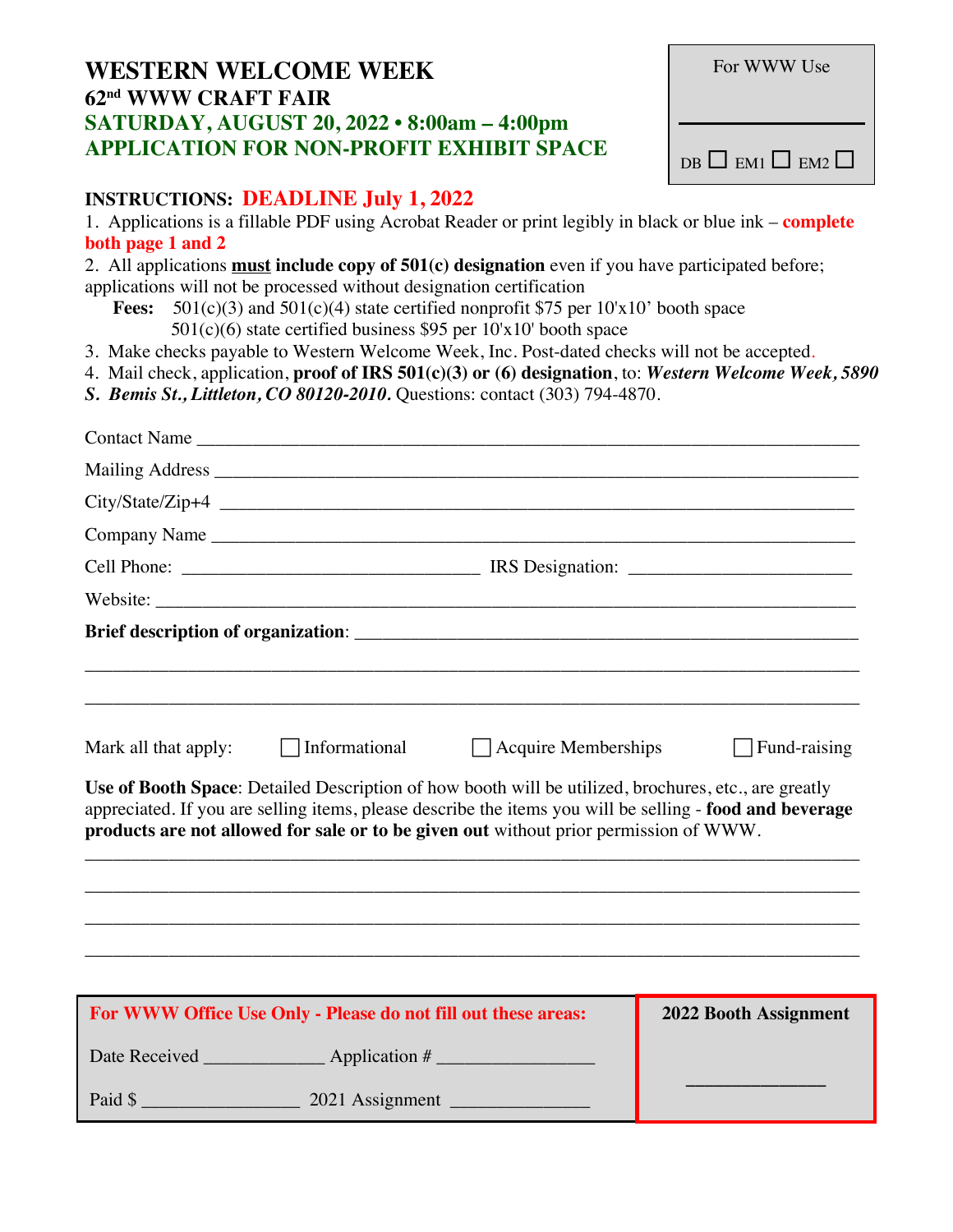# WESTERN WELCOME WEEK

## 62nd WWW CRAFT FAIR

## SATURDAY, AUGUST 20, 2022 • 8:00am – 4:00pm

## APPLICATION FOR NON-PROFIT EXHIBIT SPACE

For WWW Use

______________________

DB ☐ EM1 ☐ EM2 ☐

**INSTRUCTIONS: DEADLINE July 1, 2022**

1. Applications is a fillable PDF using Acrobat Reader or print legibly in black or blue ink – **complete both page 1 and 2**
2. All applications **must** **include copy of 501(c) designation** even if you have participated before; applications will not be processed without designation certification

   **Fees:** 501(c)(3) and 501(c)(4) state certified nonprofit $75 per 10'x10' booth space
   501(c)(6) state certified business $95 per 10'x10' booth space
3. Make checks payable to Western Welcome Week, Inc. Post-dated checks will not be accepted.
4. Mail check, application, **proof of IRS 501(c)(3) or (6) designation**, to: ***Western Welcome Week, 5890 S. Bemis St., Littleton, CO 80120-2010.*** Questions: contact (303) 794-4870.

Contact Name ______________________________________________________________

Mailing Address ____________________________________________________________

City/State/Zip+4 ____________________________________________________________

Company Name _____________________________________________________________

Cell Phone: ______________________________ IRS Designation: ______________________

Website: __________________________________________________________________

**Brief description of organization**: ___________________________________________

__________________________________________________________________________

__________________________________________________________________________

Mark all that apply: ☐ Informational ☐ Acquire Memberships ☐ Fund-raising

**Use of Booth Space**: Detailed Description of how booth will be utilized, brochures, etc., are greatly appreciated. If you are selling items, please describe the items you will be selling - **food and beverage products are not allowed for sale or to be given out** without prior permission of WWW.

__________________________________________________________________________

__________________________________________________________________________

__________________________________________________________________________

__________________________________________________________________________

**For WWW Office Use Only - Please do not fill out these areas:**

Date Received ____________ Application # ________________

Paid $ ________________ 2021 Assignment ______________

**2022 Booth Assignment**

______________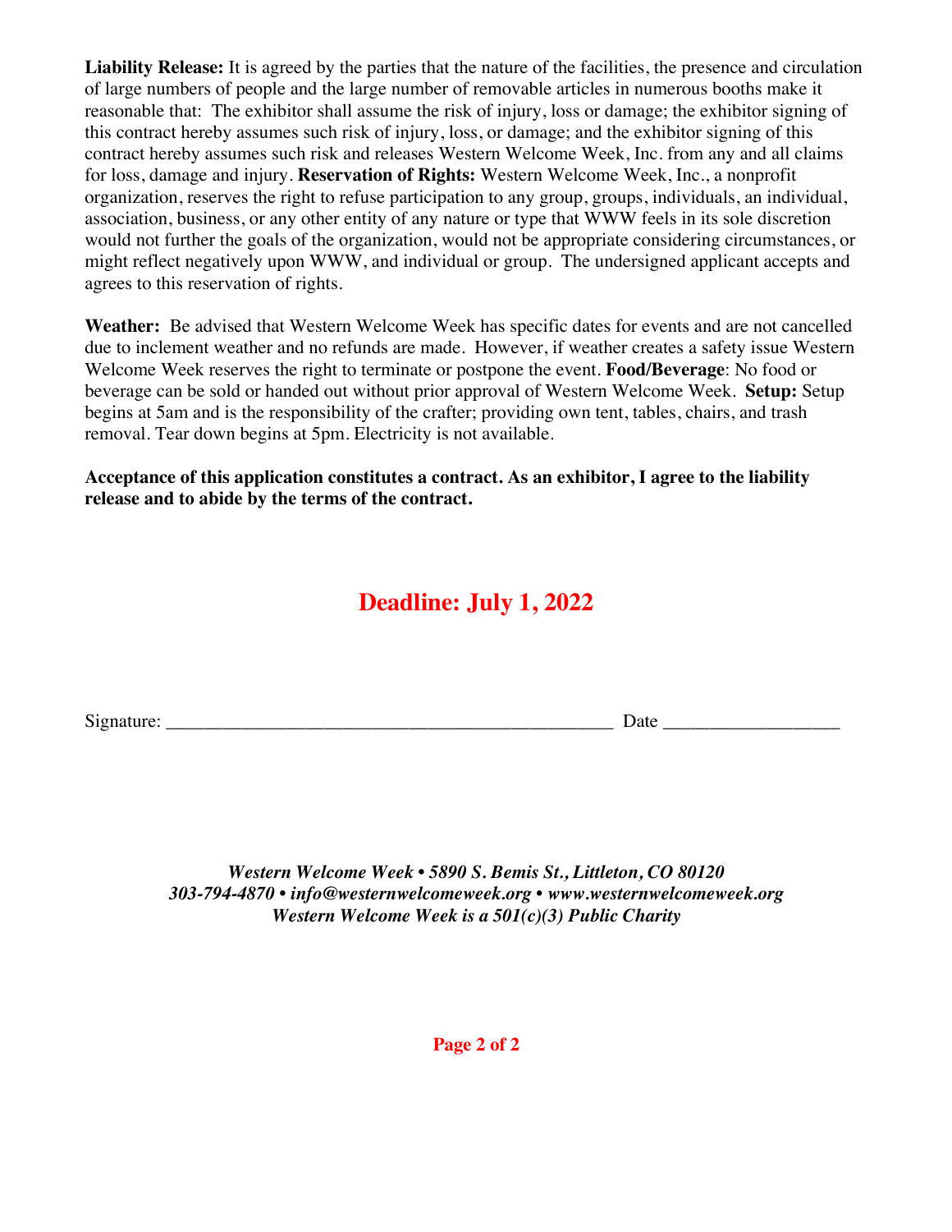**Liability Release:** It is agreed by the parties that the nature of the facilities, the presence and circulation of large numbers of people and the large number of removable articles in numerous booths make it reasonable that: The exhibitor shall assume the risk of injury, loss or damage; the exhibitor signing of this contract hereby assumes such risk of injury, loss, or damage; and the exhibitor signing of this contract hereby assumes such risk and releases Western Welcome Week, Inc. from any and all claims for loss, damage and injury. **Reservation of Rights:** Western Welcome Week, Inc., a nonprofit organization, reserves the right to refuse participation to any group, groups, individuals, an individual, association, business, or any other entity of any nature or type that WWW feels in its sole discretion would not further the goals of the organization, would not be appropriate considering circumstances, or might reflect negatively upon WWW, and individual or group. The undersigned applicant accepts and agrees to this reservation of rights.

**Weather:** Be advised that Western Welcome Week has specific dates for events and are not cancelled due to inclement weather and no refunds are made. However, if weather creates a safety issue Western Welcome Week reserves the right to terminate or postpone the event. **Food/Beverage**: No food or beverage can be sold or handed out without prior approval of Western Welcome Week. **Setup:** Setup begins at 5am and is the responsibility of the crafter; providing own tent, tables, chairs, and trash removal. Tear down begins at 5pm. Electricity is not available.

**Acceptance of this application constitutes a contract. As an exhibitor, I agree to the liability release and to abide by the terms of the contract.**

## Deadline: July 1, 2022

Signature: ________________________________________________ Date ___________________

***Western Welcome Week • 5890 S. Bemis St., Littleton, CO 80120***
***303-794-4870 • info@westernwelcomeweek.org • www.westernwelcomeweek.org***
***Western Welcome Week is a 501(c)(3) Public Charity***